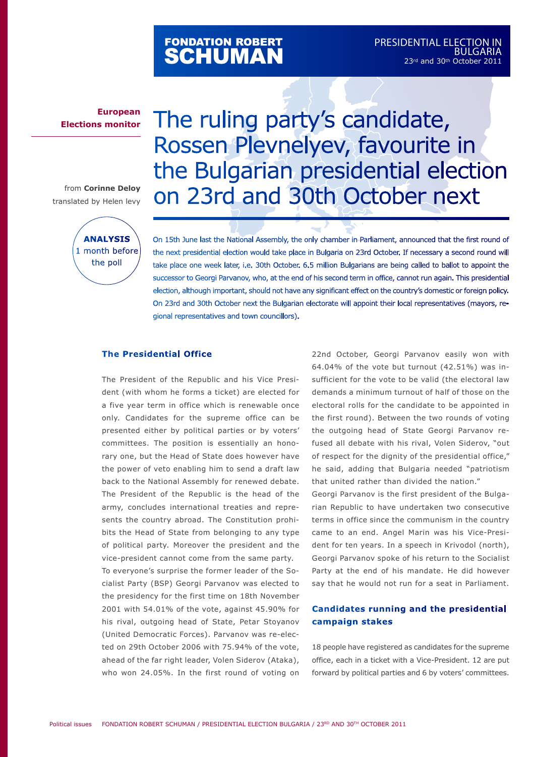FONDATION ROBERT SCHUMAN

PRESIDENTIAL ELECTION IN BULGARIA
23rd and 30th October 2011

**European Elections monitor**

# The ruling party's candidate, Rossen Plevnelyev, favourite in the Bulgarian presidential election on 23rd and 30th October next

from **Corinne Deloy**
translated by Helen levy

**ANALYSIS**
1 month before the poll

On 15th June last the National Assembly, the only chamber in Parliament, announced that the first round of the next presidential election would take place in Bulgaria on 23rd October. If necessary a second round will take place one week later, i.e. 30th October. 6.5 million Bulgarians are being called to ballot to appoint the successor to Georgi Parvanov, who, at the end of his second term in office, cannot run again. This presidential election, although important, should not have any significant effect on the country's domestic or foreign policy. On 23rd and 30th October next the Bulgarian electorate will appoint their local representatives (mayors, regional representatives and town councillors).

## The Presidential Office

The President of the Republic and his Vice President (with whom he forms a ticket) are elected for a five year term in office which is renewable once only. Candidates for the supreme office can be presented either by political parties or by voters' committees. The position is essentially an honorary one, but the Head of State does however have the power of veto enabling him to send a draft law back to the National Assembly for renewed debate. The President of the Republic is the head of the army, concludes international treaties and represents the country abroad. The Constitution prohibits the Head of State from belonging to any type of political party. Moreover the president and the vice-president cannot come from the same party.

To everyone's surprise the former leader of the Socialist Party (BSP) Georgi Parvanov was elected to the presidency for the first time on 18th November 2001 with 54.01% of the vote, against 45.90% for his rival, outgoing head of State, Petar Stoyanov (United Democratic Forces). Parvanov was re-elected on 29th October 2006 with 75.94% of the vote, ahead of the far right leader, Volen Siderov (Ataka), who won 24.05%. In the first round of voting on 22nd October, Georgi Parvanov easily won with 64.04% of the vote but turnout (42.51%) was insufficient for the vote to be valid (the electoral law demands a minimum turnout of half of those on the electoral rolls for the candidate to be appointed in the first round). Between the two rounds of voting the outgoing head of State Georgi Parvanov refused all debate with his rival, Volen Siderov, "out of respect for the dignity of the presidential office," he said, adding that Bulgaria needed "patriotism that united rather than divided the nation."

Georgi Parvanov is the first president of the Bulgarian Republic to have undertaken two consecutive terms in office since the communism in the country came to an end. Angel Marin was his Vice-President for ten years. In a speech in Krivodol (north), Georgi Parvanov spoke of his return to the Socialist Party at the end of his mandate. He did however say that he would not run for a seat in Parliament.

## Candidates running and the presidential campaign stakes

18 people have registered as candidates for the supreme office, each in a ticket with a Vice-President. 12 are put forward by political parties and 6 by voters' committees.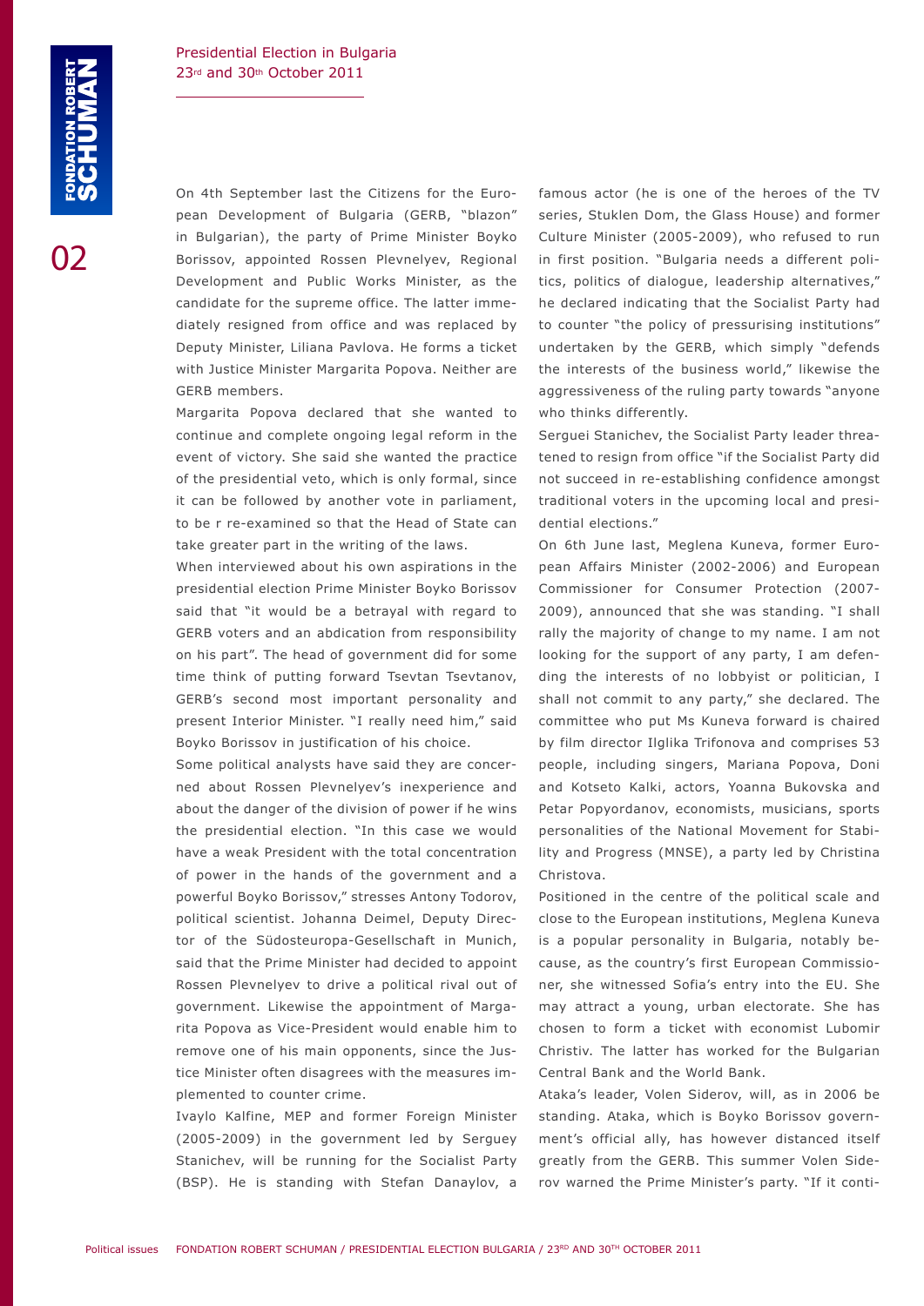On 4th September last the Citizens for the European Development of Bulgaria (GERB, "blazon" in Bulgarian), the party of Prime Minister Boyko Borissov, appointed Rossen Plevnelyev, Regional Development and Public Works Minister, as the candidate for the supreme office. The latter immediately resigned from office and was replaced by Deputy Minister, Liliana Pavlova. He forms a ticket with Justice Minister Margarita Popova. Neither are GERB members.

Margarita Popova declared that she wanted to continue and complete ongoing legal reform in the event of victory. She said she wanted the practice of the presidential veto, which is only formal, since it can be followed by another vote in parliament, to be r re-examined so that the Head of State can take greater part in the writing of the laws.

When interviewed about his own aspirations in the presidential election Prime Minister Boyko Borissov said that "it would be a betrayal with regard to GERB voters and an abdication from responsibility on his part". The head of government did for some time think of putting forward Tsevtan Tsevtanov, GERB's second most important personality and present Interior Minister. "I really need him," said Boyko Borissov in justification of his choice.

Some political analysts have said they are concerned about Rossen Plevnelyev's inexperience and about the danger of the division of power if he wins the presidential election. "In this case we would have a weak President with the total concentration of power in the hands of the government and a powerful Boyko Borissov," stresses Antony Todorov, political scientist. Johanna Deimel, Deputy Director of the Südosteuropa-Gesellschaft in Munich, said that the Prime Minister had decided to appoint Rossen Plevnelyev to drive a political rival out of government. Likewise the appointment of Margarita Popova as Vice-President would enable him to remove one of his main opponents, since the Justice Minister often disagrees with the measures implemented to counter crime.

Ivaylo Kalfine, MEP and former Foreign Minister (2005-2009) in the government led by Serguey Stanichev, will be running for the Socialist Party (BSP). He is standing with Stefan Danaylov, a famous actor (he is one of the heroes of the TV series, Stuklen Dom, the Glass House) and former Culture Minister (2005-2009), who refused to run in first position. "Bulgaria needs a different politics, politics of dialogue, leadership alternatives," he declared indicating that the Socialist Party had to counter "the policy of pressurising institutions" undertaken by the GERB, which simply "defends the interests of the business world," likewise the aggressiveness of the ruling party towards "anyone who thinks differently.

Serguei Stanichev, the Socialist Party leader threatened to resign from office "if the Socialist Party did not succeed in re-establishing confidence amongst traditional voters in the upcoming local and presidential elections."

On 6th June last, Meglena Kuneva, former European Affairs Minister (2002-2006) and European Commissioner for Consumer Protection (2007-2009), announced that she was standing. "I shall rally the majority of change to my name. I am not looking for the support of any party, I am defending the interests of no lobbyist or politician, I shall not commit to any party," she declared. The committee who put Ms Kuneva forward is chaired by film director Ilglika Trifonova and comprises 53 people, including singers, Mariana Popova, Doni and Kotseto Kalki, actors, Yoanna Bukovska and Petar Popyordanov, economists, musicians, sports personalities of the National Movement for Stability and Progress (MNSE), a party led by Christina Christova.

Positioned in the centre of the political scale and close to the European institutions, Meglena Kuneva is a popular personality in Bulgaria, notably because, as the country's first European Commissioner, she witnessed Sofia's entry into the EU. She may attract a young, urban electorate. She has chosen to form a ticket with economist Lubomir Christiv. The latter has worked for the Bulgarian Central Bank and the World Bank.

Ataka's leader, Volen Siderov, will, as in 2006 be standing. Ataka, which is Boyko Borissov government's official ally, has however distanced itself greatly from the GERB. This summer Volen Siderov warned the Prime Minister's party. "If it conti-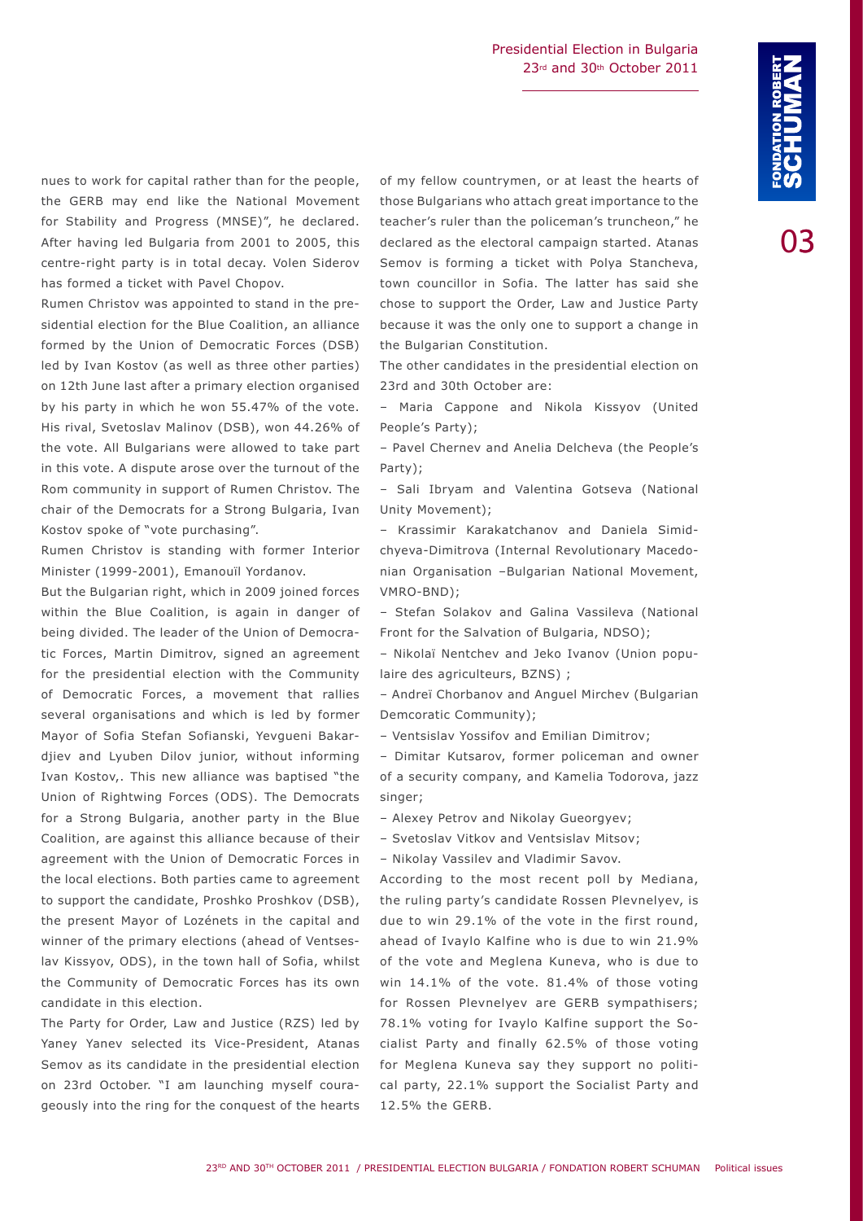nues to work for capital rather than for the people, the GERB may end like the National Movement for Stability and Progress (MNSE)", he declared. After having led Bulgaria from 2001 to 2005, this centre-right party is in total decay. Volen Siderov has formed a ticket with Pavel Chopov.

Rumen Christov was appointed to stand in the presidential election for the Blue Coalition, an alliance formed by the Union of Democratic Forces (DSB) led by Ivan Kostov (as well as three other parties) on 12th June last after a primary election organised by his party in which he won 55.47% of the vote. His rival, Svetoslav Malinov (DSB), won 44.26% of the vote. All Bulgarians were allowed to take part in this vote. A dispute arose over the turnout of the Rom community in support of Rumen Christov. The chair of the Democrats for a Strong Bulgaria, Ivan Kostov spoke of "vote purchasing".

Rumen Christov is standing with former Interior Minister (1999-2001), Emanouïl Yordanov.

But the Bulgarian right, which in 2009 joined forces within the Blue Coalition, is again in danger of being divided. The leader of the Union of Democratic Forces, Martin Dimitrov, signed an agreement for the presidential election with the Community of Democratic Forces, a movement that rallies several organisations and which is led by former Mayor of Sofia Stefan Sofianski, Yevgueni Bakardjiev and Lyuben Dilov junior, without informing Ivan Kostov,. This new alliance was baptised "the Union of Rightwing Forces (ODS). The Democrats for a Strong Bulgaria, another party in the Blue Coalition, are against this alliance because of their agreement with the Union of Democratic Forces in the local elections. Both parties came to agreement to support the candidate, Proshko Proshkov (DSB), the present Mayor of Lozénets in the capital and winner of the primary elections (ahead of Ventseslav Kissyov, ODS), in the town hall of Sofia, whilst the Community of Democratic Forces has its own candidate in this election.

The Party for Order, Law and Justice (RZS) led by Yaney Yanev selected its Vice-President, Atanas Semov as its candidate in the presidential election on 23rd October. "I am launching myself courageously into the ring for the conquest of the hearts of my fellow countrymen, or at least the hearts of those Bulgarians who attach great importance to the teacher's ruler than the policeman's truncheon," he declared as the electoral campaign started. Atanas Semov is forming a ticket with Polya Stancheva, town councillor in Sofia. The latter has said she chose to support the Order, Law and Justice Party because it was the only one to support a change in the Bulgarian Constitution.

The other candidates in the presidential election on 23rd and 30th October are:

– Maria Cappone and Nikola Kissyov (United People's Party);

– Pavel Chernev and Anelia Delcheva (the People's Party);

– Sali Ibryam and Valentina Gotseva (National Unity Movement);

– Krassimir Karakatchanov and Daniela Simidchyeva-Dimitrova (Internal Revolutionary Macedonian Organisation –Bulgarian National Movement, VMRO-BND);

– Stefan Solakov and Galina Vassileva (National Front for the Salvation of Bulgaria, NDSO);

– Nikolaï Nentchev and Jeko Ivanov (Union populaire des agriculteurs, BZNS) ;

– Andreï Chorbanov and Anguel Mirchev (Bulgarian Demcoratic Community);

– Ventsislav Yossifov and Emilian Dimitrov;

– Dimitar Kutsarov, former policeman and owner of a security company, and Kamelia Todorova, jazz singer;

– Alexey Petrov and Nikolay Gueorgyev;

– Svetoslav Vitkov and Ventsislav Mitsov;

– Nikolay Vassilev and Vladimir Savov.

According to the most recent poll by Mediana, the ruling party's candidate Rossen Plevnelyev, is due to win 29.1% of the vote in the first round, ahead of Ivaylo Kalfine who is due to win 21.9% of the vote and Meglena Kuneva, who is due to win 14.1% of the vote. 81.4% of those voting for Rossen Plevnelyev are GERB sympathisers; 78.1% voting for Ivaylo Kalfine support the Socialist Party and finally 62.5% of those voting for Meglena Kuneva say they support no political party, 22.1% support the Socialist Party and 12.5% the GERB.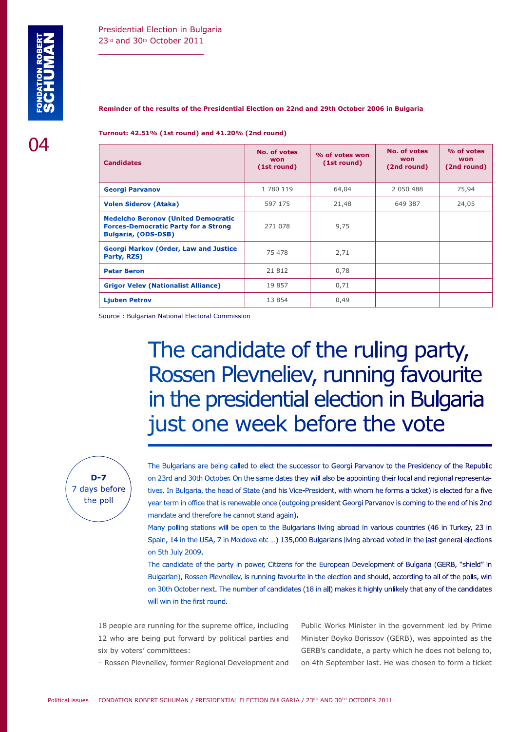**Reminder of the results of the Presidential Election on 22nd and 29th October 2006 in Bulgaria**

**Turnout: 42.51% (1st round) and 41.20% (2nd round)**

| Candidates | No. of votes won (1st round) | % of votes won (1st round) | No. of votes won (2nd round) | % of votes won (2nd round) |
|---|---|---|---|---|
| Georgi Parvanov | 1 780 119 | 64,04 | 2 050 488 | 75,94 |
| Volen Siderov (Ataka) | 597 175 | 21,48 | 649 387 | 24,05 |
| Nedelcho Beronov (United Democratic Forces-Democratic Party for a Strong Bulgaria, (ODS-DSB) | 271 078 | 9,75 | | |
| Georgi Markov (Order, Law and Justice Party, RZS) | 75 478 | 2,71 | | |
| Petar Beron | 21 812 | 0,78 | | |
| Grigor Velev (Nationalist Alliance) | 19 857 | 0,71 | | |
| Ljuben Petrov | 13 854 | 0,49 | | |

Source : Bulgarian National Electoral Commission

# The candidate of the ruling party, Rossen Plevneliev, running favourite in the presidential election in Bulgaria just one week before the vote

**D-7**
7 days before the poll

The Bulgarians are being called to elect the successor to Georgi Parvanov to the Presidency of the Republic on 23rd and 30th October. On the same dates they will also be appointing their local and regional representatives. In Bulgaria, the head of State (and his Vice-President, with whom he forms a ticket) is elected for a five year term in office that is renewable once (outgoing president Georgi Parvanov is coming to the end of his 2nd mandate and therefore he cannot stand again).

Many polling stations will be open to the Bulgarians living abroad in various countries (46 in Turkey, 23 in Spain, 14 in the USA, 7 in Moldova etc …) 135,000 Bulgarians living abroad voted in the last general elections on 5th July 2009.

The candidate of the party in power, Citizens for the European Development of Bulgaria (GERB, "shield" in Bulgarian), Rossen Plevneliev, is running favourite in the election and should, according to all of the polls, win on 30th October next. The number of candidates (18 in all) makes it highly unlikely that any of the candidates will win in the first round.

18 people are running for the supreme office, including 12 who are being put forward by political parties and six by voters' committees:

– Rossen Plevneliev, former Regional Development and Public Works Minister in the government led by Prime Minister Boyko Borissov (GERB), was appointed as the GERB's candidate, a party which he does not belong to, on 4th September last. He was chosen to form a ticket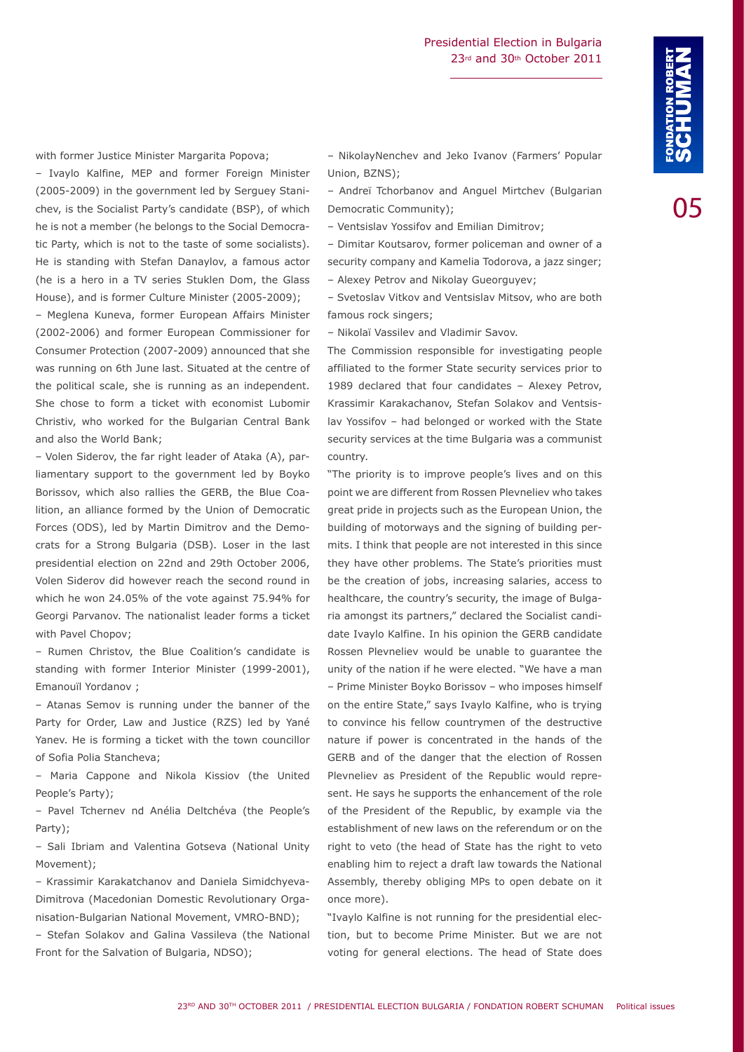with former Justice Minister Margarita Popova;

– Ivaylo Kalfine, MEP and former Foreign Minister (2005-2009) in the government led by Serguey Stanichev, is the Socialist Party's candidate (BSP), of which he is not a member (he belongs to the Social Democratic Party, which is not to the taste of some socialists). He is standing with Stefan Danaylov, a famous actor (he is a hero in a TV series Stuklen Dom, the Glass House), and is former Culture Minister (2005-2009);

– Meglena Kuneva, former European Affairs Minister (2002-2006) and former European Commissioner for Consumer Protection (2007-2009) announced that she was running on 6th June last. Situated at the centre of the political scale, she is running as an independent. She chose to form a ticket with economist Lubomir Christiv, who worked for the Bulgarian Central Bank and also the World Bank;

– Volen Siderov, the far right leader of Ataka (A), parliamentary support to the government led by Boyko Borissov, which also rallies the GERB, the Blue Coalition, an alliance formed by the Union of Democratic Forces (ODS), led by Martin Dimitrov and the Democrats for a Strong Bulgaria (DSB). Loser in the last presidential election on 22nd and 29th October 2006, Volen Siderov did however reach the second round in which he won 24.05% of the vote against 75.94% for Georgi Parvanov. The nationalist leader forms a ticket with Pavel Chopov;

– Rumen Christov, the Blue Coalition's candidate is standing with former Interior Minister (1999-2001), Emanouïl Yordanov ;

– Atanas Semov is running under the banner of the Party for Order, Law and Justice (RZS) led by Yané Yanev. He is forming a ticket with the town councillor of Sofia Polia Stancheva;

– Maria Cappone and Nikola Kissiov (the United People's Party);

– Pavel Tchernev nd Anélia Deltchéva (the People's Party);

– Sali Ibriam and Valentina Gotseva (National Unity Movement);

– Krassimir Karakatchanov and Daniela Simidchyeva-Dimitrova (Macedonian Domestic Revolutionary Organisation-Bulgarian National Movement, VMRO-BND);

– Stefan Solakov and Galina Vassileva (the National Front for the Salvation of Bulgaria, NDSO);

– NikolayNenchev and Jeko Ivanov (Farmers' Popular Union, BZNS);

– Andreï Tchorbanov and Anguel Mirtchev (Bulgarian Democratic Community);

– Ventsislav Yossifov and Emilian Dimitrov;

– Dimitar Koutsarov, former policeman and owner of a security company and Kamelia Todorova, a jazz singer;

– Alexey Petrov and Nikolay Gueorguyev;

– Svetoslav Vitkov and Ventsislav Mitsov, who are both famous rock singers;

– Nikolaï Vassilev and Vladimir Savov.

The Commission responsible for investigating people affiliated to the former State security services prior to 1989 declared that four candidates – Alexey Petrov, Krassimir Karakachanov, Stefan Solakov and Ventsislav Yossifov – had belonged or worked with the State security services at the time Bulgaria was a communist country.

"The priority is to improve people's lives and on this point we are different from Rossen Plevneliev who takes great pride in projects such as the European Union, the building of motorways and the signing of building permits. I think that people are not interested in this since they have other problems. The State's priorities must be the creation of jobs, increasing salaries, access to healthcare, the country's security, the image of Bulgaria amongst its partners," declared the Socialist candidate Ivaylo Kalfine. In his opinion the GERB candidate Rossen Plevneliev would be unable to guarantee the unity of the nation if he were elected. "We have a man – Prime Minister Boyko Borissov – who imposes himself on the entire State," says Ivaylo Kalfine, who is trying to convince his fellow countrymen of the destructive nature if power is concentrated in the hands of the GERB and of the danger that the election of Rossen Plevneliev as President of the Republic would represent. He says he supports the enhancement of the role of the President of the Republic, by example via the establishment of new laws on the referendum or on the right to veto (the head of State has the right to veto enabling him to reject a draft law towards the National Assembly, thereby obliging MPs to open debate on it once more).

"Ivaylo Kalfine is not running for the presidential election, but to become Prime Minister. But we are not voting for general elections. The head of State does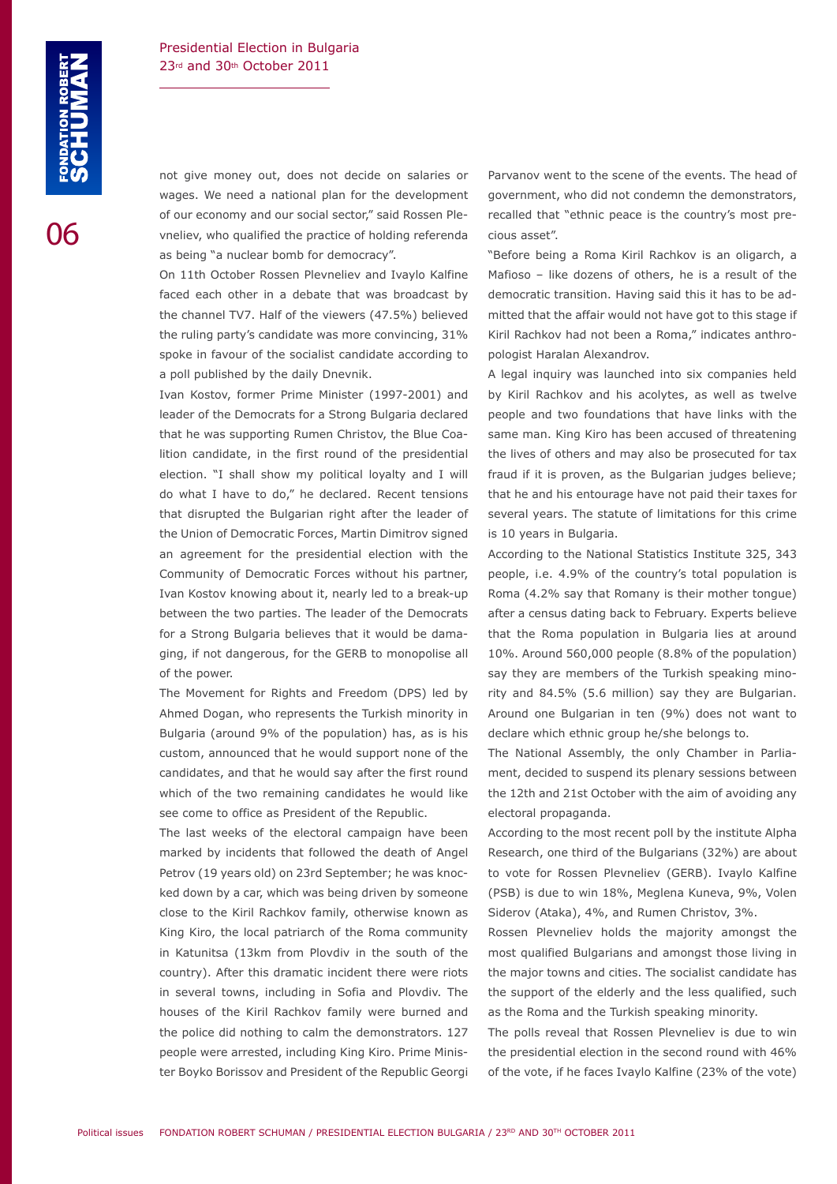not give money out, does not decide on salaries or wages. We need a national plan for the development of our economy and our social sector," said Rossen Plevneliev, who qualified the practice of holding referenda as being "a nuclear bomb for democracy".

On 11th October Rossen Plevneliev and Ivaylo Kalfine faced each other in a debate that was broadcast by the channel TV7. Half of the viewers (47.5%) believed the ruling party's candidate was more convincing, 31% spoke in favour of the socialist candidate according to a poll published by the daily Dnevnik.

Ivan Kostov, former Prime Minister (1997-2001) and leader of the Democrats for a Strong Bulgaria declared that he was supporting Rumen Christov, the Blue Coalition candidate, in the first round of the presidential election. "I shall show my political loyalty and I will do what I have to do," he declared. Recent tensions that disrupted the Bulgarian right after the leader of the Union of Democratic Forces, Martin Dimitrov signed an agreement for the presidential election with the Community of Democratic Forces without his partner, Ivan Kostov knowing about it, nearly led to a break-up between the two parties. The leader of the Democrats for a Strong Bulgaria believes that it would be damaging, if not dangerous, for the GERB to monopolise all of the power.

The Movement for Rights and Freedom (DPS) led by Ahmed Dogan, who represents the Turkish minority in Bulgaria (around 9% of the population) has, as is his custom, announced that he would support none of the candidates, and that he would say after the first round which of the two remaining candidates he would like see come to office as President of the Republic.

The last weeks of the electoral campaign have been marked by incidents that followed the death of Angel Petrov (19 years old) on 23rd September; he was knocked down by a car, which was being driven by someone close to the Kiril Rachkov family, otherwise known as King Kiro, the local patriarch of the Roma community in Katunitsa (13km from Plovdiv in the south of the country). After this dramatic incident there were riots in several towns, including in Sofia and Plovdiv. The houses of the Kiril Rachkov family were burned and the police did nothing to calm the demonstrators. 127 people were arrested, including King Kiro. Prime Minister Boyko Borissov and President of the Republic Georgi Parvanov went to the scene of the events. The head of government, who did not condemn the demonstrators, recalled that "ethnic peace is the country's most precious asset".

"Before being a Roma Kiril Rachkov is an oligarch, a Mafioso – like dozens of others, he is a result of the democratic transition. Having said this it has to be admitted that the affair would not have got to this stage if Kiril Rachkov had not been a Roma," indicates anthropologist Haralan Alexandrov.

A legal inquiry was launched into six companies held by Kiril Rachkov and his acolytes, as well as twelve people and two foundations that have links with the same man. King Kiro has been accused of threatening the lives of others and may also be prosecuted for tax fraud if it is proven, as the Bulgarian judges believe; that he and his entourage have not paid their taxes for several years. The statute of limitations for this crime is 10 years in Bulgaria.

According to the National Statistics Institute 325, 343 people, i.e. 4.9% of the country's total population is Roma (4.2% say that Romany is their mother tongue) after a census dating back to February. Experts believe that the Roma population in Bulgaria lies at around 10%. Around 560,000 people (8.8% of the population) say they are members of the Turkish speaking minority and 84.5% (5.6 million) say they are Bulgarian. Around one Bulgarian in ten (9%) does not want to declare which ethnic group he/she belongs to.

The National Assembly, the only Chamber in Parliament, decided to suspend its plenary sessions between the 12th and 21st October with the aim of avoiding any electoral propaganda.

According to the most recent poll by the institute Alpha Research, one third of the Bulgarians (32%) are about to vote for Rossen Plevneliev (GERB). Ivaylo Kalfine (PSB) is due to win 18%, Meglena Kuneva, 9%, Volen Siderov (Ataka), 4%, and Rumen Christov, 3%.

Rossen Plevneliev holds the majority amongst the most qualified Bulgarians and amongst those living in the major towns and cities. The socialist candidate has the support of the elderly and the less qualified, such as the Roma and the Turkish speaking minority.

The polls reveal that Rossen Plevneliev is due to win the presidential election in the second round with 46% of the vote, if he faces Ivaylo Kalfine (23% of the vote)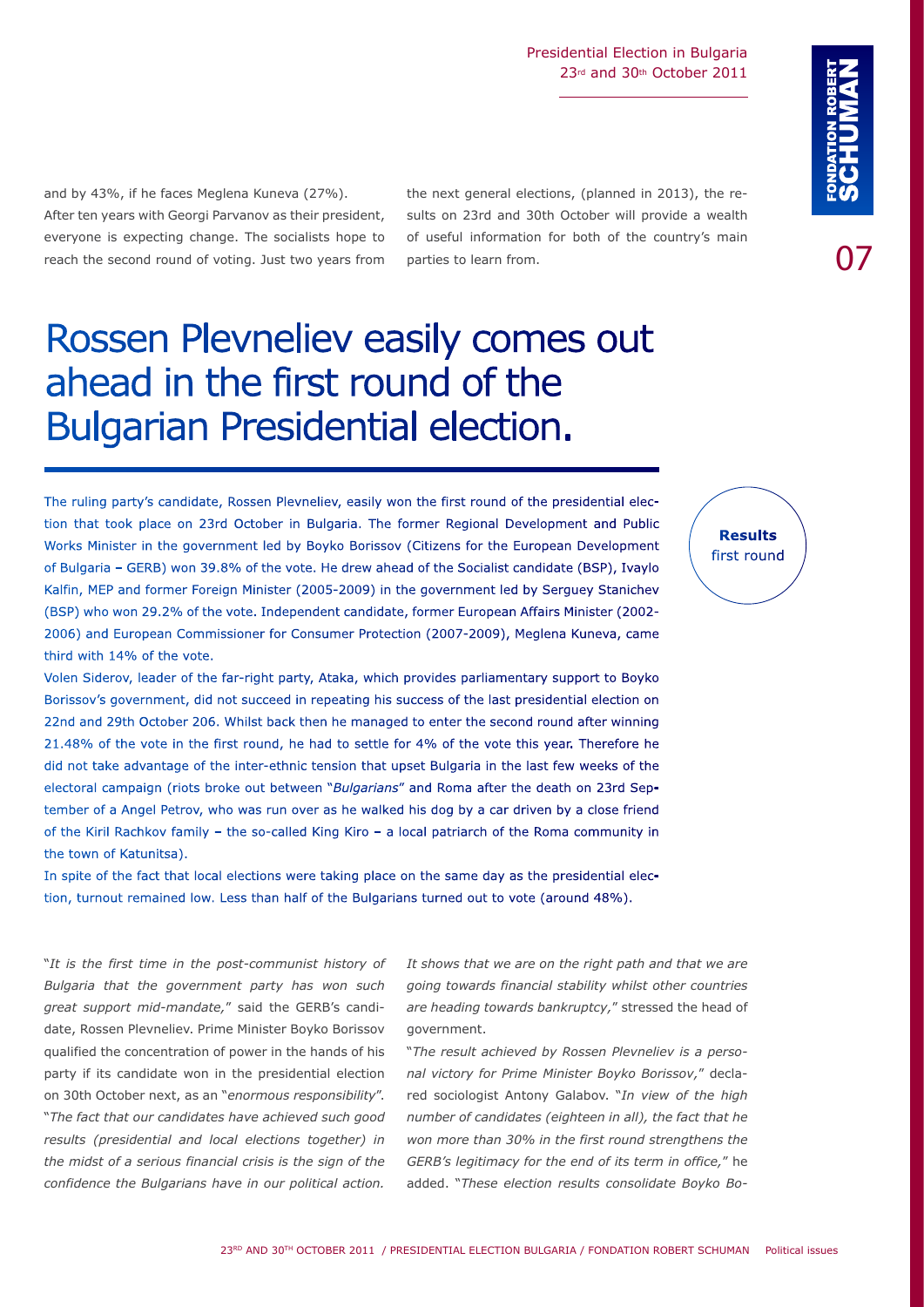and by 43%, if he faces Meglena Kuneva (27%).

After ten years with Georgi Parvanov as their president, everyone is expecting change. The socialists hope to reach the second round of voting. Just two years from the next general elections, (planned in 2013), the results on 23rd and 30th October will provide a wealth of useful information for both of the country's main parties to learn from.

# Rossen Plevneliev easily comes out ahead in the first round of the Bulgarian Presidential election.

**Results** first round

The ruling party's candidate, Rossen Plevneliev, easily won the first round of the presidential election that took place on 23rd October in Bulgaria. The former Regional Development and Public Works Minister in the government led by Boyko Borissov (Citizens for the European Development of Bulgaria – GERB) won 39.8% of the vote. He drew ahead of the Socialist candidate (BSP), Ivaylo Kalfin, MEP and former Foreign Minister (2005-2009) in the government led by Serguey Stanichev (BSP) who won 29.2% of the vote. Independent candidate, former European Affairs Minister (2002-2006) and European Commissioner for Consumer Protection (2007-2009), Meglena Kuneva, came third with 14% of the vote.

Volen Siderov, leader of the far-right party, Ataka, which provides parliamentary support to Boyko Borissov's government, did not succeed in repeating his success of the last presidential election on 22nd and 29th October 206. Whilst back then he managed to enter the second round after winning 21.48% of the vote in the first round, he had to settle for 4% of the vote this year. Therefore he did not take advantage of the inter-ethnic tension that upset Bulgaria in the last few weeks of the electoral campaign (riots broke out between "*Bulgarians*" and Roma after the death on 23rd September of a Angel Petrov, who was run over as he walked his dog by a car driven by a close friend of the Kiril Rachkov family – the so-called King Kiro – a local patriarch of the Roma community in the town of Katunitsa).

In spite of the fact that local elections were taking place on the same day as the presidential election, turnout remained low. Less than half of the Bulgarians turned out to vote (around 48%).

"*It is the first time in the post-communist history of Bulgaria that the government party has won such great support mid-mandate,*" said the GERB's candidate, Rossen Plevneliev. Prime Minister Boyko Borissov qualified the concentration of power in the hands of his party if its candidate won in the presidential election on 30th October next, as an "*enormous responsibility*". "*The fact that our candidates have achieved such good results (presidential and local elections together) in the midst of a serious financial crisis is the sign of the confidence the Bulgarians have in our political action. It shows that we are on the right path and that we are going towards financial stability whilst other countries are heading towards bankruptcy,*" stressed the head of government.

"*The result achieved by Rossen Plevneliev is a personal victory for Prime Minister Boyko Borissov,*" declared sociologist Antony Galabov. "*In view of the high number of candidates (eighteen in all), the fact that he won more than 30% in the first round strengthens the GERB's legitimacy for the end of its term in office,*" he added. "*These election results consolidate Boyko Bo-*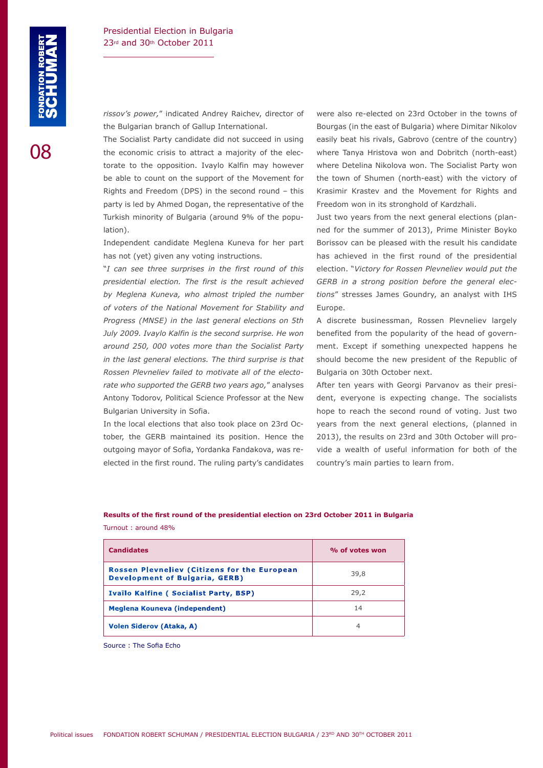*rissov's power,*" indicated Andrey Raichev, director of the Bulgarian branch of Gallup International.

The Socialist Party candidate did not succeed in using the economic crisis to attract a majority of the electorate to the opposition. Ivaylo Kalfin may however be able to count on the support of the Movement for Rights and Freedom (DPS) in the second round – this party is led by Ahmed Dogan, the representative of the Turkish minority of Bulgaria (around 9% of the population).

Independent candidate Meglena Kuneva for her part has not (yet) given any voting instructions.

"*I can see three surprises in the first round of this presidential election. The first is the result achieved by Meglena Kuneva, who almost tripled the number of voters of the National Movement for Stability and Progress (MNSE) in the last general elections on 5th July 2009. Ivaylo Kalfin is the second surprise. He won around 250, 000 votes more than the Socialist Party in the last general elections. The third surprise is that Rossen Plevneliev failed to motivate all of the electorate who supported the GERB two years ago,*" analyses Antony Todorov, Political Science Professor at the New Bulgarian University in Sofia.

In the local elections that also took place on 23rd October, the GERB maintained its position. Hence the outgoing mayor of Sofia, Yordanka Fandakova, was re-elected in the first round. The ruling party's candidates were also re-elected on 23rd October in the towns of Bourgas (in the east of Bulgaria) where Dimitar Nikolov easily beat his rivals, Gabrovo (centre of the country) where Tanya Hristova won and Dobritch (north-east) where Detelina Nikolova won. The Socialist Party won the town of Shumen (north-east) with the victory of Krasimir Krastev and the Movement for Rights and Freedom won in its stronghold of Kardzhali.

Just two years from the next general elections (planned for the summer of 2013), Prime Minister Boyko Borissov can be pleased with the result his candidate has achieved in the first round of the presidential election. "*Victory for Rossen Plevneliev would put the GERB in a strong position before the general elections*" stresses James Goundry, an analyst with IHS Europe.

A discrete businessman, Rossen Plevneliev largely benefited from the popularity of the head of government. Except if something unexpected happens he should become the new president of the Republic of Bulgaria on 30th October next.

After ten years with Georgi Parvanov as their president, everyone is expecting change. The socialists hope to reach the second round of voting. Just two years from the next general elections, (planned in 2013), the results on 23rd and 30th October will provide a wealth of useful information for both of the country's main parties to learn from.

**Results of the first round of the presidential election on 23rd October 2011 in Bulgaria**

Turnout : around 48%

| Candidates | % of votes won |
|---|---|
| Rossen Plevneliev (Citizens for the European Development of Bulgaria, GERB) | 39,8 |
| Ivaïlo Kalfine ( Socialist Party, BSP) | 29,2 |
| Meglena Kouneva (independent) | 14 |
| Volen Siderov (Ataka, A) | 4 |

Source : The Sofia Echo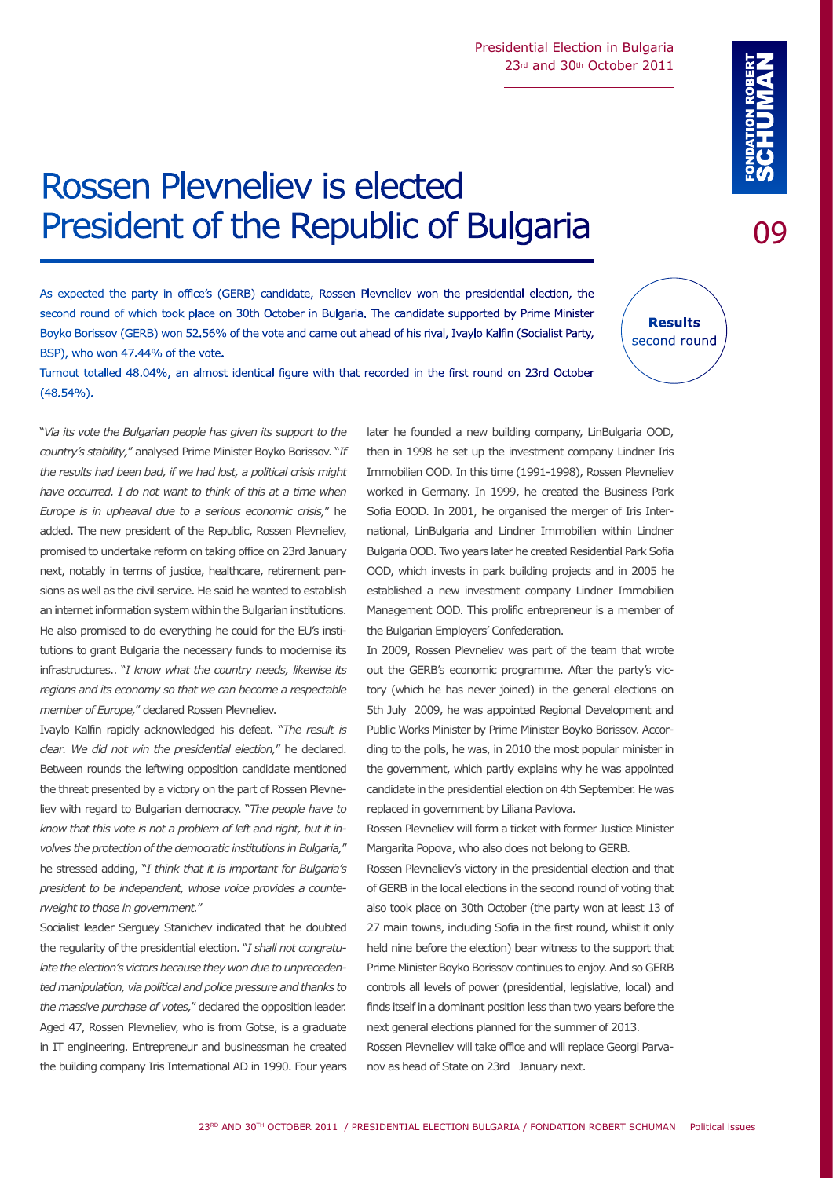# Rossen Plevneliev is elected President of the Republic of Bulgaria

As expected the party in office's (GERB) candidate, Rossen Plevneliev won the presidential election, the second round of which took place on 30th October in Bulgaria. The candidate supported by Prime Minister Boyko Borissov (GERB) won 52.56% of the vote and came out ahead of his rival, Ivaylo Kalfin (Socialist Party, BSP), who won 47.44% of the vote.

Turnout totalled 48.04%, an almost identical figure with that recorded in the first round on 23rd October (48.54%).

**Results** second round

"*Via its vote the Bulgarian people has given its support to the country's stability,*" analysed Prime Minister Boyko Borissov. "*If the results had been bad, if we had lost, a political crisis might have occurred. I do not want to think of this at a time when Europe is in upheaval due to a serious economic crisis,*" he added. The new president of the Republic, Rossen Plevneliev, promised to undertake reform on taking office on 23rd January next, notably in terms of justice, healthcare, retirement pensions as well as the civil service. He said he wanted to establish an internet information system within the Bulgarian institutions. He also promised to do everything he could for the EU's institutions to grant Bulgaria the necessary funds to modernise its infrastructures.. "*I know what the country needs, likewise its regions and its economy so that we can become a respectable member of Europe,*" declared Rossen Plevneliev.

Ivaylo Kalfin rapidly acknowledged his defeat. "*The result is clear. We did not win the presidential election,*" he declared. Between rounds the leftwing opposition candidate mentioned the threat presented by a victory on the part of Rossen Plevneliev with regard to Bulgarian democracy. "*The people have to know that this vote is not a problem of left and right, but it involves the protection of the democratic institutions in Bulgaria,*" he stressed adding, "*I think that it is important for Bulgaria's president to be independent, whose voice provides a counterweight to those in government.*"

Socialist leader Serguey Stanichev indicated that he doubted the regularity of the presidential election. "*I shall not congratulate the election's victors because they won due to unprecedented manipulation, via political and police pressure and thanks to the massive purchase of votes,*" declared the opposition leader.

Aged 47, Rossen Plevneliev, who is from Gotse, is a graduate in IT engineering. Entrepreneur and businessman he created the building company Iris International AD in 1990. Four years later he founded a new building company, LinBulgaria OOD, then in 1998 he set up the investment company Lindner Iris Immobilien OOD. In this time (1991-1998), Rossen Plevneliev worked in Germany. In 1999, he created the Business Park Sofia EOOD. In 2001, he organised the merger of Iris International, LinBulgaria and Lindner Immobilien within Lindner Bulgaria OOD. Two years later he created Residential Park Sofia OOD, which invests in park building projects and in 2005 he established a new investment company Lindner Immobilien Management OOD. This prolific entrepreneur is a member of the Bulgarian Employers' Confederation.

In 2009, Rossen Plevneliev was part of the team that wrote out the GERB's economic programme. After the party's victory (which he has never joined) in the general elections on 5th July 2009, he was appointed Regional Development and Public Works Minister by Prime Minister Boyko Borissov. According to the polls, he was, in 2010 the most popular minister in the government, which partly explains why he was appointed candidate in the presidential election on 4th September. He was replaced in government by Liliana Pavlova.

Rossen Plevneliev will form a ticket with former Justice Minister Margarita Popova, who also does not belong to GERB.

Rossen Plevneliev's victory in the presidential election and that of GERB in the local elections in the second round of voting that also took place on 30th October (the party won at least 13 of 27 main towns, including Sofia in the first round, whilst it only held nine before the election) bear witness to the support that Prime Minister Boyko Borissov continues to enjoy. And so GERB controls all levels of power (presidential, legislative, local) and finds itself in a dominant position less than two years before the next general elections planned for the summer of 2013.

Rossen Plevneliev will take office and will replace Georgi Parvanov as head of State on 23rd January next.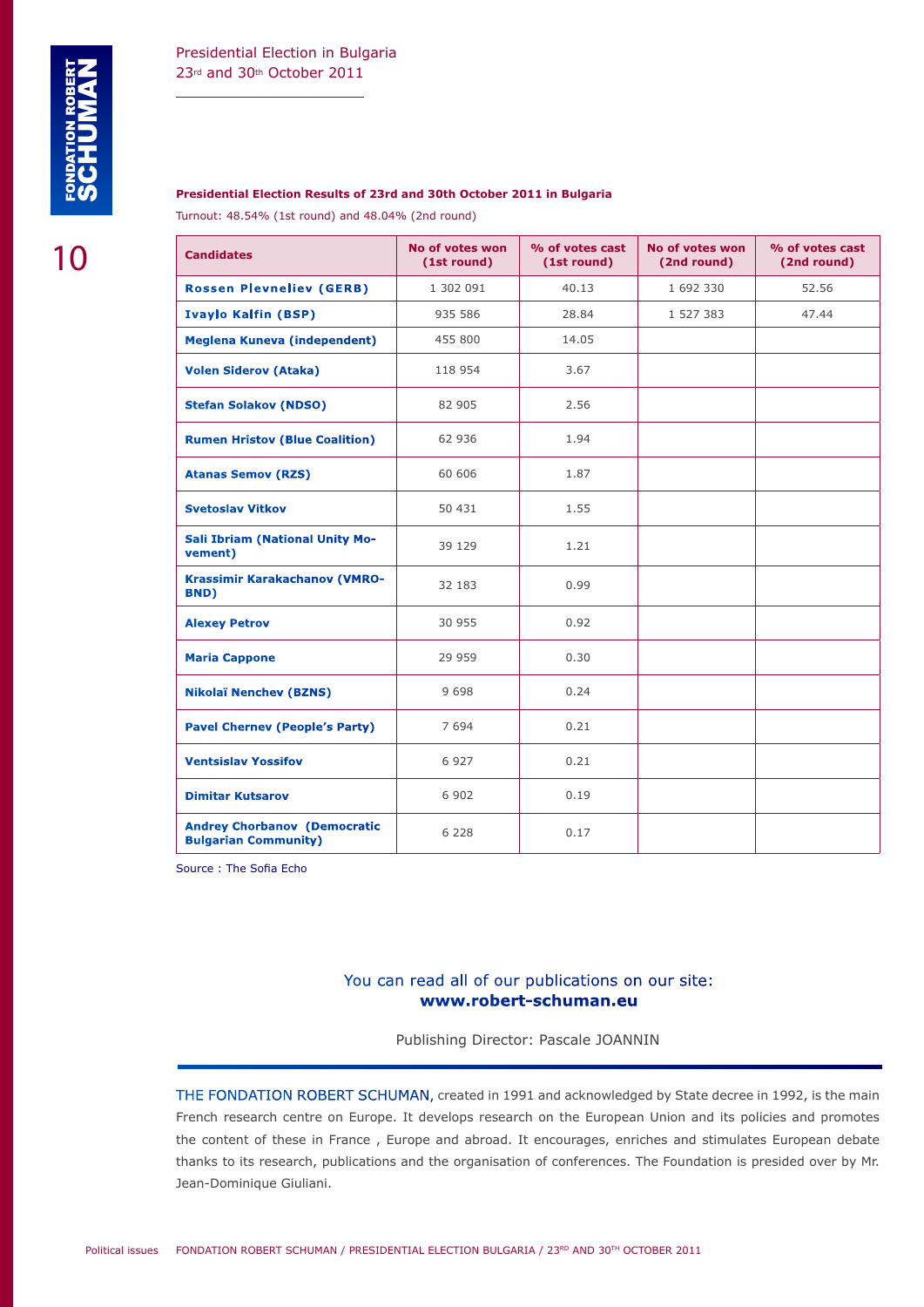**Presidential Election Results of 23rd and 30th October 2011 in Bulgaria**

Turnout: 48.54% (1st round) and 48.04% (2nd round)

| Candidates | No of votes won (1st round) | % of votes cast (1st round) | No of votes won (2nd round) | % of votes cast (2nd round) |
|---|---|---|---|---|
| Rossen Plevneliev (GERB) | 1 302 091 | 40.13 | 1 692 330 | 52.56 |
| Ivaylo Kalfin (BSP) | 935 586 | 28.84 | 1 527 383 | 47.44 |
| Meglena Kuneva (independent) | 455 800 | 14.05 | | |
| Volen Siderov (Ataka) | 118 954 | 3.67 | | |
| Stefan Solakov (NDSO) | 82 905 | 2.56 | | |
| Rumen Hristov (Blue Coalition) | 62 936 | 1.94 | | |
| Atanas Semov (RZS) | 60 606 | 1.87 | | |
| Svetoslav Vitkov | 50 431 | 1.55 | | |
| Sali Ibriam (National Unity Movement) | 39 129 | 1.21 | | |
| Krassimir Karakachanov (VMRO-BND) | 32 183 | 0.99 | | |
| Alexey Petrov | 30 955 | 0.92 | | |
| Maria Cappone | 29 959 | 0.30 | | |
| Nikolaï Nenchev (BZNS) | 9 698 | 0.24 | | |
| Pavel Chernev (People's Party) | 7 694 | 0.21 | | |
| Ventsislav Yossifov | 6 927 | 0.21 | | |
| Dimitar Kutsarov | 6 902 | 0.19 | | |
| Andrey Chorbanov (Democratic Bulgarian Community) | 6 228 | 0.17 | | |

Source : The Sofia Echo

You can read all of our publications on our site:
**www.robert-schuman.eu**

Publishing Director: Pascale JOANNIN

THE FONDATION ROBERT SCHUMAN, created in 1991 and acknowledged by State decree in 1992, is the main French research centre on Europe. It develops research on the European Union and its policies and promotes the content of these in France , Europe and abroad. It encourages, enriches and stimulates European debate thanks to its research, publications and the organisation of conferences. The Foundation is presided over by Mr. Jean-Dominique Giuliani.